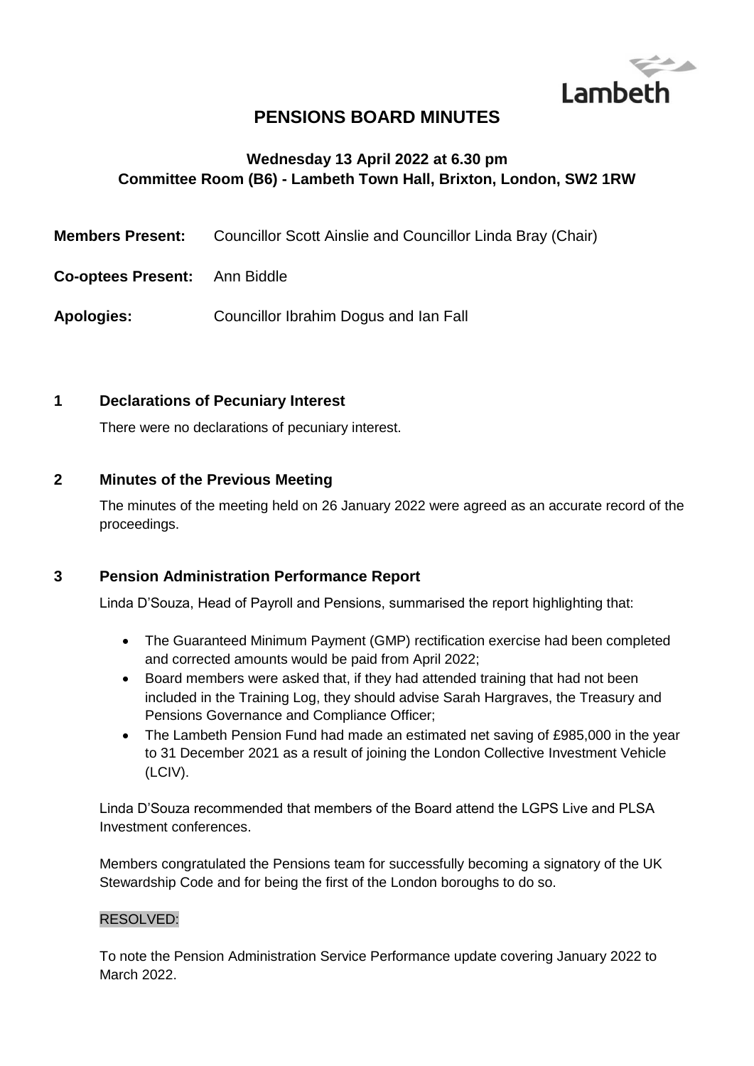Lambeth

# PENSIONS BOARD MINUTES

**Wednesday 13 April 2022 at 6.30 pm**
**Committee Room (B6) - Lambeth Town Hall, Brixton, London, SW2 1RW**

**Members Present:** Councillor Scott Ainslie and Councillor Linda Bray (Chair)

**Co-optees Present:** Ann Biddle

**Apologies:** Councillor Ibrahim Dogus and Ian Fall

## 1 Declarations of Pecuniary Interest

There were no declarations of pecuniary interest.

## 2 Minutes of the Previous Meeting

The minutes of the meeting held on 26 January 2022 were agreed as an accurate record of the proceedings.

## 3 Pension Administration Performance Report

Linda D'Souza, Head of Payroll and Pensions, summarised the report highlighting that:

- The Guaranteed Minimum Payment (GMP) rectification exercise had been completed and corrected amounts would be paid from April 2022;
- Board members were asked that, if they had attended training that had not been included in the Training Log, they should advise Sarah Hargraves, the Treasury and Pensions Governance and Compliance Officer;
- The Lambeth Pension Fund had made an estimated net saving of £985,000 in the year to 31 December 2021 as a result of joining the London Collective Investment Vehicle (LCIV).

Linda D'Souza recommended that members of the Board attend the LGPS Live and PLSA Investment conferences.

Members congratulated the Pensions team for successfully becoming a signatory of the UK Stewardship Code and for being the first of the London boroughs to do so.

RESOLVED:

To note the Pension Administration Service Performance update covering January 2022 to March 2022.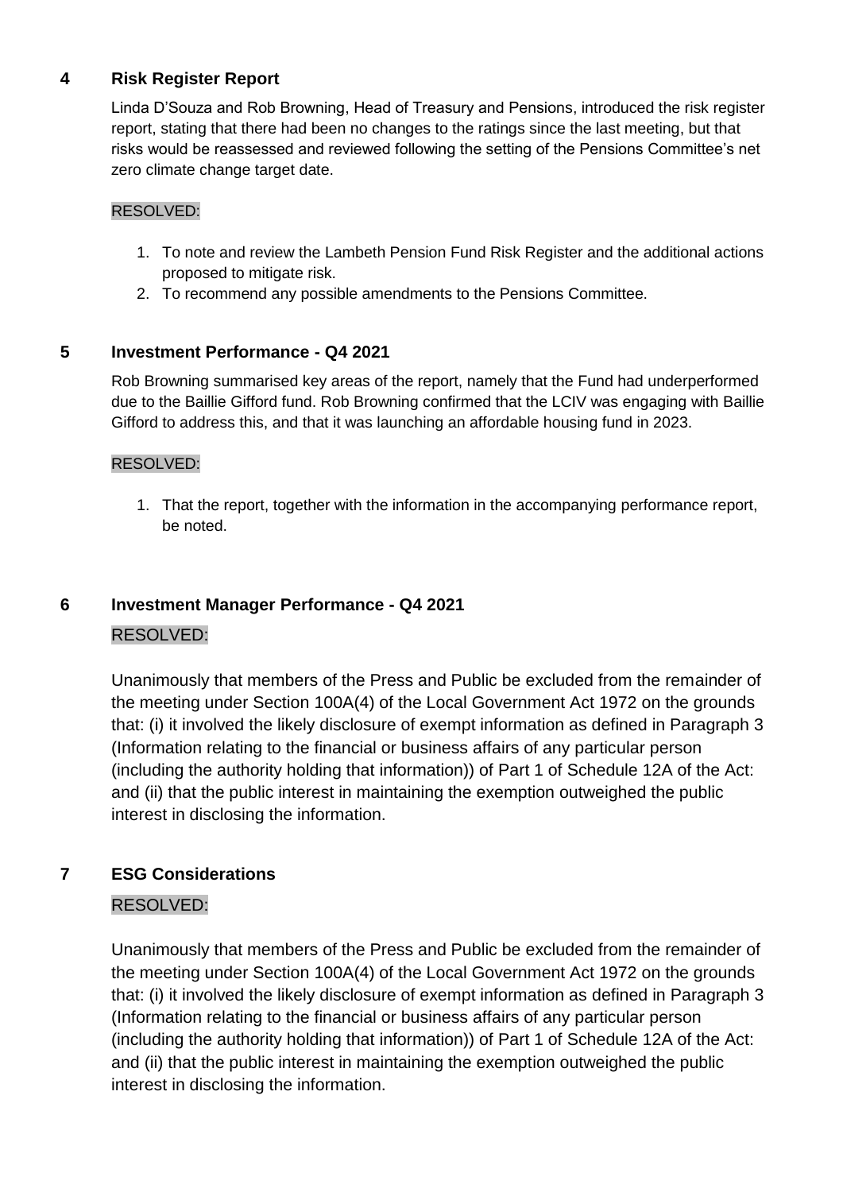## 4 Risk Register Report

Linda D'Souza and Rob Browning, Head of Treasury and Pensions, introduced the risk register report, stating that there had been no changes to the ratings since the last meeting, but that risks would be reassessed and reviewed following the setting of the Pensions Committee's net zero climate change target date.

RESOLVED:

1. To note and review the Lambeth Pension Fund Risk Register and the additional actions proposed to mitigate risk.
2. To recommend any possible amendments to the Pensions Committee.

## 5 Investment Performance - Q4 2021

Rob Browning summarised key areas of the report, namely that the Fund had underperformed due to the Baillie Gifford fund. Rob Browning confirmed that the LCIV was engaging with Baillie Gifford to address this, and that it was launching an affordable housing fund in 2023.

RESOLVED:

1. That the report, together with the information in the accompanying performance report, be noted.

## 6 Investment Manager Performance - Q4 2021

RESOLVED:

Unanimously that members of the Press and Public be excluded from the remainder of the meeting under Section 100A(4) of the Local Government Act 1972 on the grounds that: (i) it involved the likely disclosure of exempt information as defined in Paragraph 3 (Information relating to the financial or business affairs of any particular person (including the authority holding that information)) of Part 1 of Schedule 12A of the Act: and (ii) that the public interest in maintaining the exemption outweighed the public interest in disclosing the information.

## 7 ESG Considerations

RESOLVED:

Unanimously that members of the Press and Public be excluded from the remainder of the meeting under Section 100A(4) of the Local Government Act 1972 on the grounds that: (i) it involved the likely disclosure of exempt information as defined in Paragraph 3 (Information relating to the financial or business affairs of any particular person (including the authority holding that information)) of Part 1 of Schedule 12A of the Act: and (ii) that the public interest in maintaining the exemption outweighed the public interest in disclosing the information.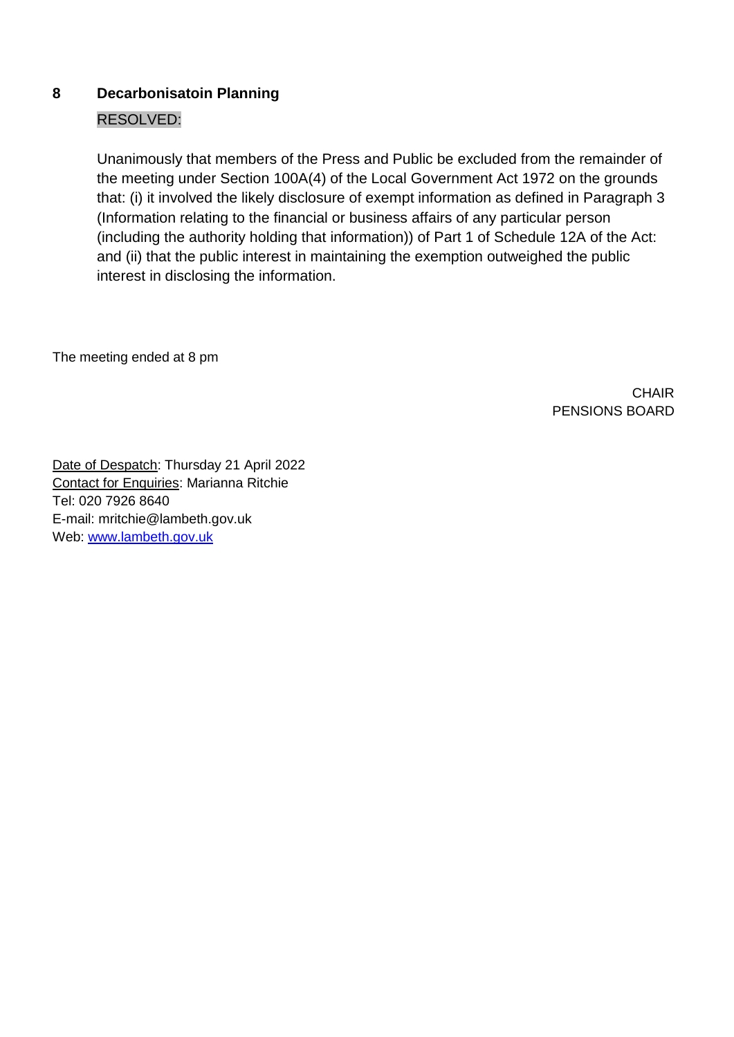## 8 Decarbonisatoin Planning

RESOLVED:

Unanimously that members of the Press and Public be excluded from the remainder of the meeting under Section 100A(4) of the Local Government Act 1972 on the grounds that: (i) it involved the likely disclosure of exempt information as defined in Paragraph 3 (Information relating to the financial or business affairs of any particular person (including the authority holding that information)) of Part 1 of Schedule 12A of the Act: and (ii) that the public interest in maintaining the exemption outweighed the public interest in disclosing the information.

The meeting ended at 8 pm

CHAIR
PENSIONS BOARD

Date of Despatch: Thursday 21 April 2022
Contact for Enquiries: Marianna Ritchie
Tel: 020 7926 8640
E-mail: mritchie@lambeth.gov.uk
Web: www.lambeth.gov.uk